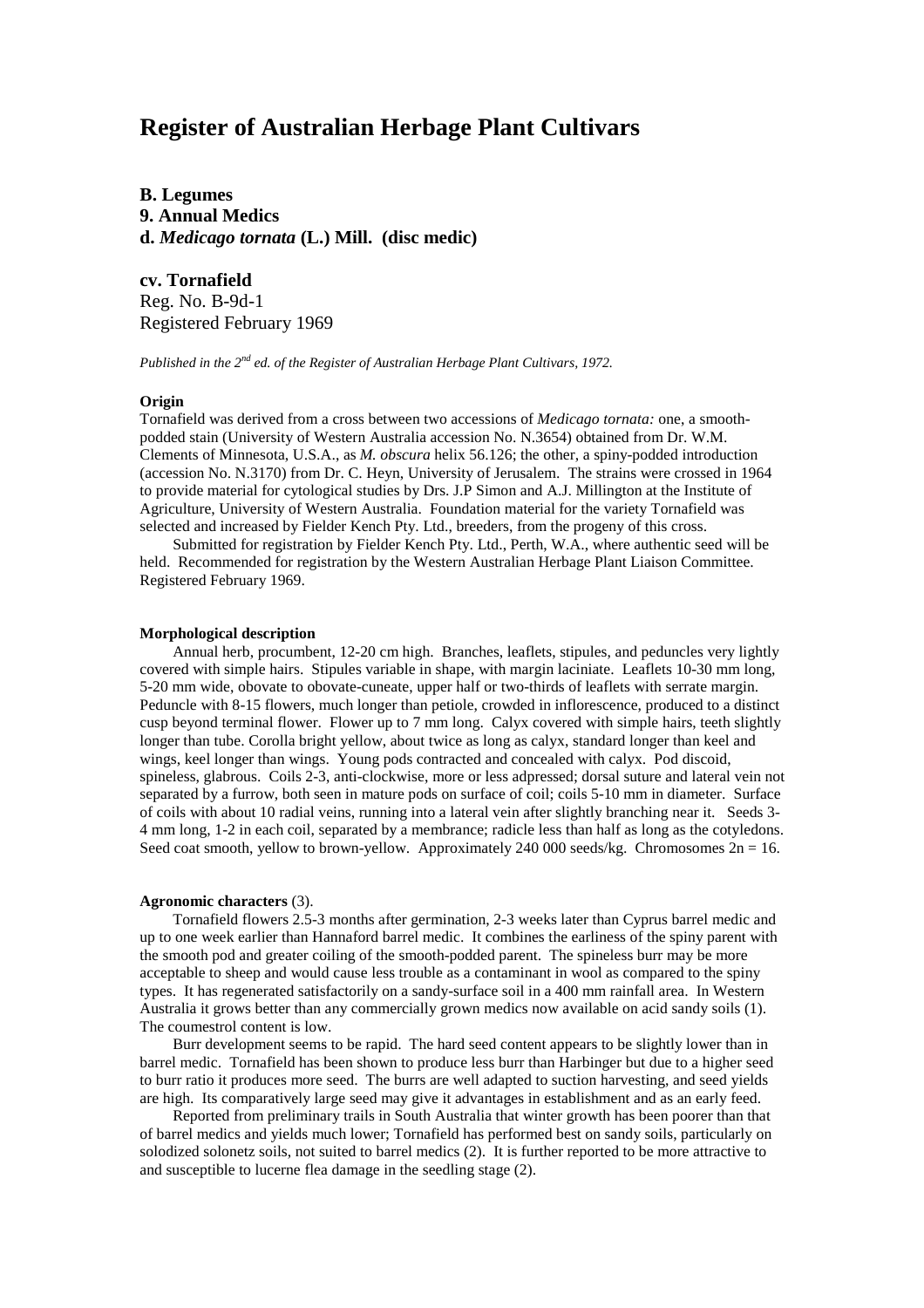# Register of Australian Herbage Plant Cultivars

**B. Legumes**
**9. Annual Medics**
**d. *Medicago tornata* (L.) Mill. (disc medic)**

**cv. Tornafield**
Reg. No. B-9d-1
Registered February 1969

*Published in the 2nd ed. of the Register of Australian Herbage Plant Cultivars, 1972.*

**Origin**

Tornafield was derived from a cross between two accessions of *Medicago tornata:* one, a smooth-podded stain (University of Western Australia accession No. N.3654) obtained from Dr. W.M. Clements of Minnesota, U.S.A., as *M. obscura* helix 56.126; the other, a spiny-podded introduction (accession No. N.3170) from Dr. C. Heyn, University of Jerusalem. The strains were crossed in 1964 to provide material for cytological studies by Drs. J.P Simon and A.J. Millington at the Institute of Agriculture, University of Western Australia. Foundation material for the variety Tornafield was selected and increased by Fielder Kench Pty. Ltd., breeders, from the progeny of this cross.

Submitted for registration by Fielder Kench Pty. Ltd., Perth, W.A., where authentic seed will be held. Recommended for registration by the Western Australian Herbage Plant Liaison Committee. Registered February 1969.

**Morphological description**

Annual herb, procumbent, 12-20 cm high. Branches, leaflets, stipules, and peduncles very lightly covered with simple hairs. Stipules variable in shape, with margin laciniate. Leaflets 10-30 mm long, 5-20 mm wide, obovate to obovate-cuneate, upper half or two-thirds of leaflets with serrate margin. Peduncle with 8-15 flowers, much longer than petiole, crowded in inflorescence, produced to a distinct cusp beyond terminal flower. Flower up to 7 mm long. Calyx covered with simple hairs, teeth slightly longer than tube. Corolla bright yellow, about twice as long as calyx, standard longer than keel and wings, keel longer than wings. Young pods contracted and concealed with calyx. Pod discoid, spineless, glabrous. Coils 2-3, anti-clockwise, more or less adpressed; dorsal suture and lateral vein not separated by a furrow, both seen in mature pods on surface of coil; coils 5-10 mm in diameter. Surface of coils with about 10 radial veins, running into a lateral vein after slightly branching near it. Seeds 3-4 mm long, 1-2 in each coil, separated by a membrance; radicle less than half as long as the cotyledons. Seed coat smooth, yellow to brown-yellow. Approximately 240 000 seeds/kg. Chromosomes 2n = 16.

**Agronomic characters** (3).

Tornafield flowers 2.5-3 months after germination, 2-3 weeks later than Cyprus barrel medic and up to one week earlier than Hannaford barrel medic. It combines the earliness of the spiny parent with the smooth pod and greater coiling of the smooth-podded parent. The spineless burr may be more acceptable to sheep and would cause less trouble as a contaminant in wool as compared to the spiny types. It has regenerated satisfactorily on a sandy-surface soil in a 400 mm rainfall area. In Western Australia it grows better than any commercially grown medics now available on acid sandy soils (1). The coumestrol content is low.

Burr development seems to be rapid. The hard seed content appears to be slightly lower than in barrel medic. Tornafield has been shown to produce less burr than Harbinger but due to a higher seed to burr ratio it produces more seed. The burrs are well adapted to suction harvesting, and seed yields are high. Its comparatively large seed may give it advantages in establishment and as an early feed.

Reported from preliminary trails in South Australia that winter growth has been poorer than that of barrel medics and yields much lower; Tornafield has performed best on sandy soils, particularly on solodized solonetz soils, not suited to barrel medics (2). It is further reported to be more attractive to and susceptible to lucerne flea damage in the seedling stage (2).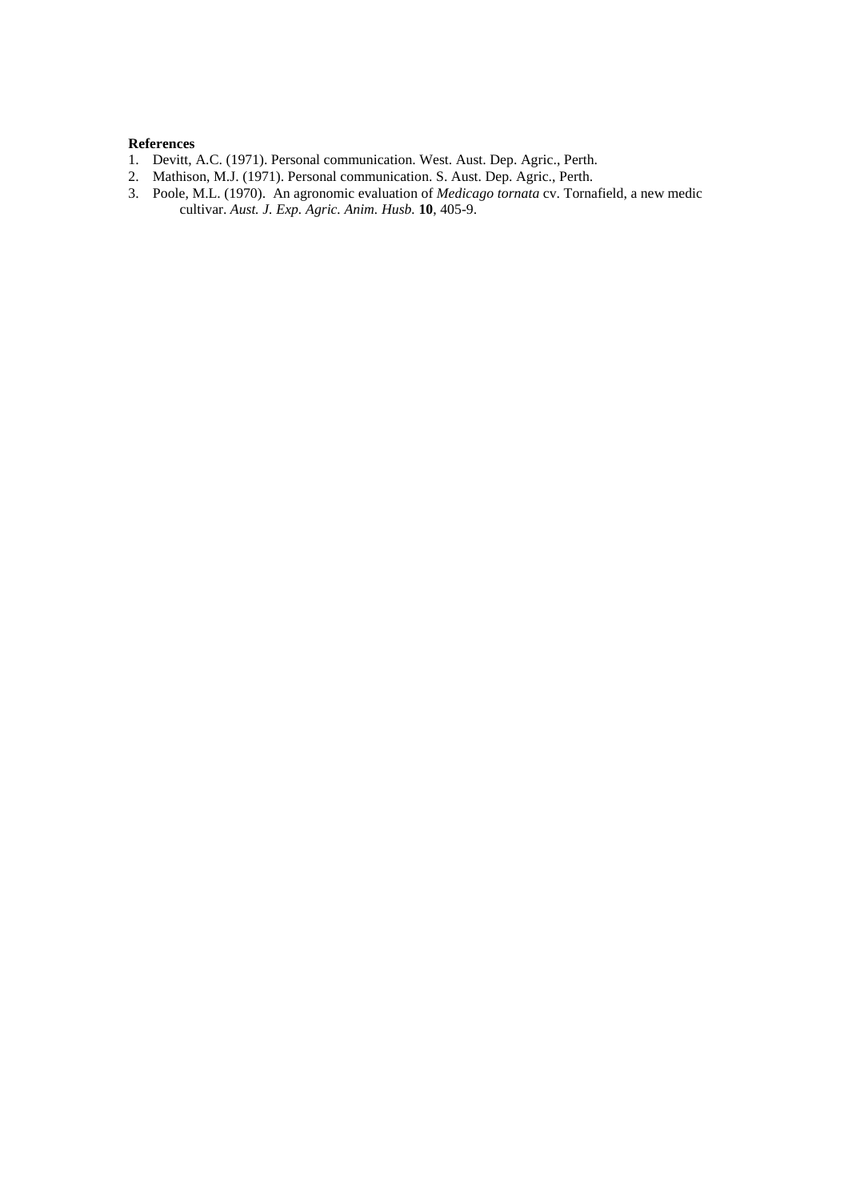**References**

1. Devitt, A.C. (1971). Personal communication. West. Aust. Dep. Agric., Perth.
2. Mathison, M.J. (1971). Personal communication. S. Aust. Dep. Agric., Perth.
3. Poole, M.L. (1970). An agronomic evaluation of *Medicago tornata* cv. Tornafield, a new medic cultivar. *Aust. J. Exp. Agric. Anim. Husb.* **10**, 405-9.